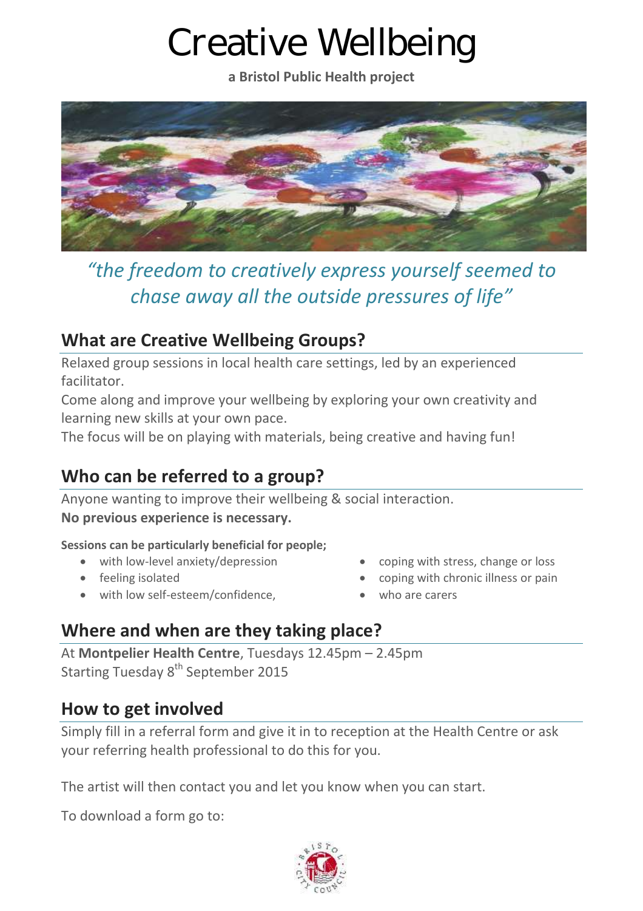# Creative Wellbeing

**a Bristol Public Health project**

*"the freedom to creatively express yourself seemed to chase away all the outside pressures of life"*

## What are Creative Wellbeing Groups?

Relaxed group sessions in local health care settings, led by an experienced facilitator.

Come along and improve your wellbeing by exploring your own creativity and learning new skills at your own pace.

The focus will be on playing with materials, being creative and having fun!

## Who can be referred to a group?

Anyone wanting to improve their wellbeing & social interaction.

**No previous experience is necessary.**

**Sessions can be particularly beneficial for people;**

- with low-level anxiety/depression
- feeling isolated
- with low self-esteem/confidence,
- coping with stress, change or loss
- coping with chronic illness or pain
- who are carers

## Where and when are they taking place?

At **Montpelier Health Centre**, Tuesdays 12.45pm – 2.45pm

Starting Tuesday 8th September 2015

## How to get involved

Simply fill in a referral form and give it in to reception at the Health Centre or ask your referring health professional to do this for you.

The artist will then contact you and let you know when you can start.

To download a form go to: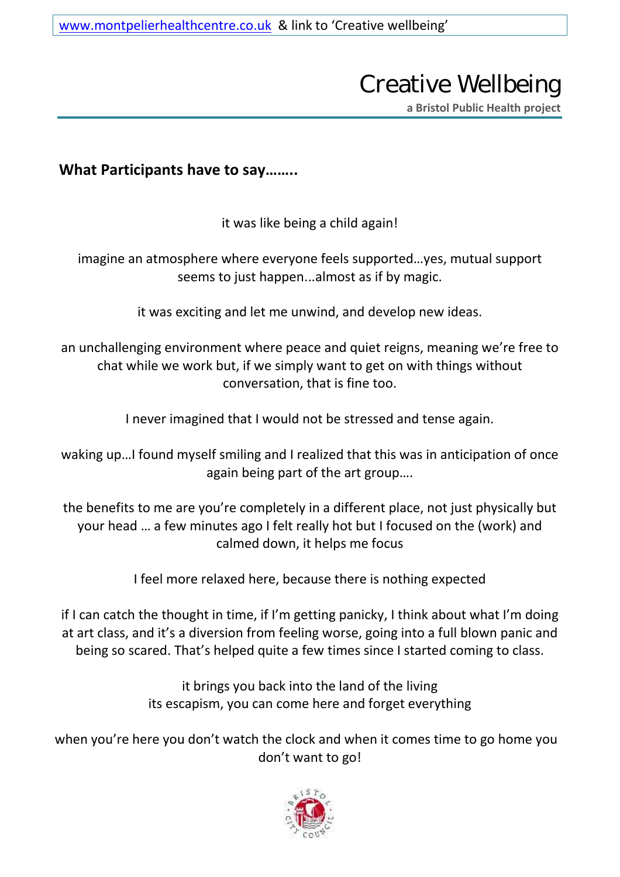www.montpelierhealthcentre.co.uk & link to 'Creative wellbeing'

# Creative Wellbeing

**a Bristol Public Health project**

**What Participants have to say……..**

it was like being a child again!

imagine an atmosphere where everyone feels supported…yes, mutual support seems to just happen...almost as if by magic.

it was exciting and let me unwind, and develop new ideas.

an unchallenging environment where peace and quiet reigns, meaning we're free to chat while we work but, if we simply want to get on with things without conversation, that is fine too.

I never imagined that I would not be stressed and tense again.

waking up…I found myself smiling and I realized that this was in anticipation of once again being part of the art group….

the benefits to me are you're completely in a different place, not just physically but your head … a few minutes ago I felt really hot but I focused on the (work) and calmed down, it helps me focus

I feel more relaxed here, because there is nothing expected

if I can catch the thought in time, if I'm getting panicky, I think about what I'm doing at art class, and it's a diversion from feeling worse, going into a full blown panic and being so scared. That's helped quite a few times since I started coming to class.

it brings you back into the land of the living
its escapism, you can come here and forget everything

when you're here you don't watch the clock and when it comes time to go home you don't want to go!

BRISTOL CITY COUNCIL